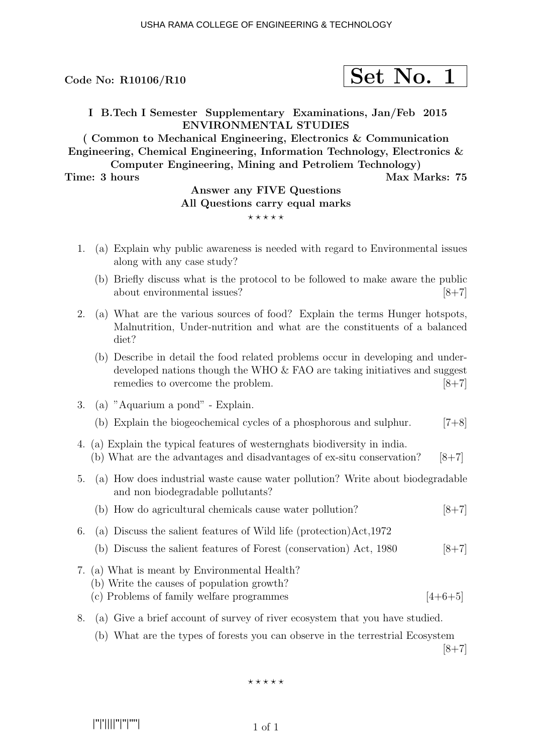Code No: R10106/R10

**Set No. 1**

**I B.Tech I Semester Supplementary Examinations, Jan/Feb 2015**
**ENVIRONMENTAL STUDIES**
**( Common to Mechanical Engineering, Electronics & Communication Engineering, Chemical Engineering, Information Technology, Electronics & Computer Engineering, Mining and Petroliem Technology)**

**Time: 3 hours** **Max Marks: 75**

**Answer any FIVE Questions**
**All Questions carry equal marks**

⋆ ⋆ ⋆ ⋆ ⋆

1. (a) Explain why public awareness is needed with regard to Environmental issues along with any case study?
   (b) Briefly discuss what is the protocol to be followed to make aware the public about environmental issues? [8+7]

2. (a) What are the various sources of food? Explain the terms Hunger hotspots, Malnutrition, Under-nutrition and what are the constituents of a balanced diet?
   (b) Describe in detail the food related problems occur in developing and under-developed nations though the WHO & FAO are taking initiatives and suggest remedies to overcome the problem. [8+7]

3. (a) "Aquarium a pond" - Explain.
   (b) Explain the biogeochemical cycles of a phosphorous and sulphur. [7+8]

4. (a) Explain the typical features of westernghats biodiversity in india.
   (b) What are the advantages and disadvantages of ex-situ conservation? [8+7]

5. (a) How does industrial waste cause water pollution? Write about biodegradable and non biodegradable pollutants?
   (b) How do agricultural chemicals cause water pollution? [8+7]

6. (a) Discuss the salient features of Wild life (protection)Act,1972
   (b) Discuss the salient features of Forest (conservation) Act, 1980 [8+7]

7. (a) What is meant by Environmental Health?
   (b) Write the causes of population growth?
   (c) Problems of family welfare programmes [4+6+5]

8. (a) Give a brief account of survey of river ecosystem that you have studied.
   (b) What are the types of forests you can observe in the terrestrial Ecosystem [8+7]

⋆ ⋆ ⋆ ⋆ ⋆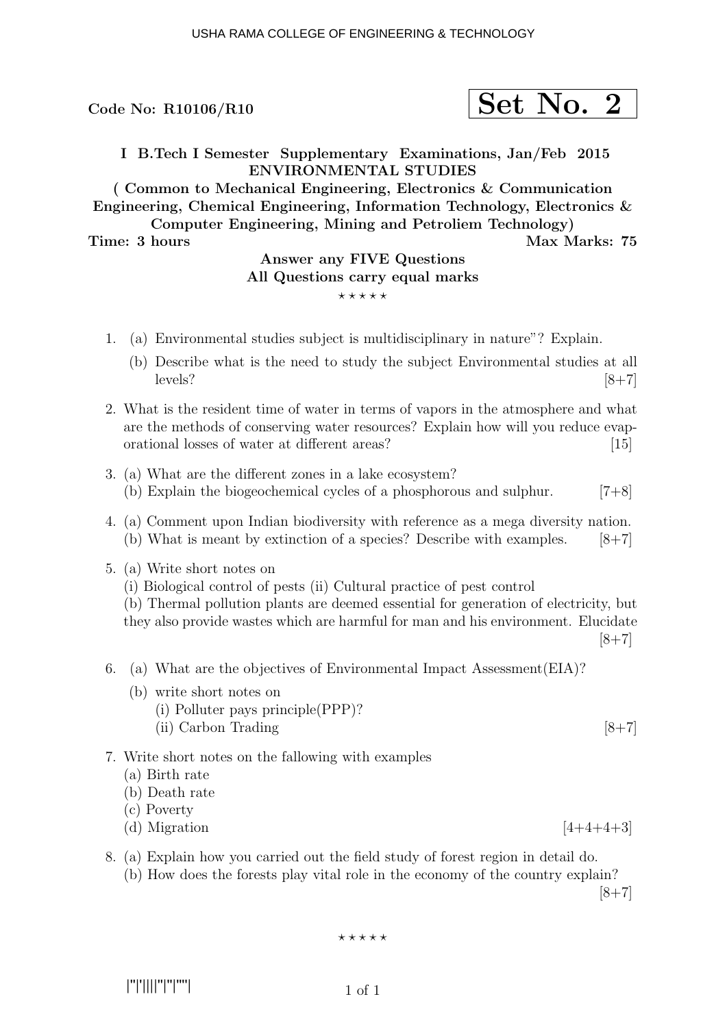Code No: R10106/R10

**Set No. 2**

**I B.Tech I Semester Supplementary Examinations, Jan/Feb 2015**
**ENVIRONMENTAL STUDIES**
**( Common to Mechanical Engineering, Electronics & Communication Engineering, Chemical Engineering, Information Technology, Electronics & Computer Engineering, Mining and Petroliem Technology)**

**Time: 3 hours** | **Max Marks: 75**

**Answer any FIVE Questions**
**All Questions carry equal marks**

⋆ ⋆ ⋆ ⋆ ⋆

1. (a) Environmental studies subject is multidisciplinary in nature"? Explain.
   (b) Describe what is the need to study the subject Environmental studies at all levels? [8+7]

2. What is the resident time of water in terms of vapors in the atmosphere and what are the methods of conserving water resources? Explain how will you reduce evaporational losses of water at different areas? [15]

3. (a) What are the different zones in a lake ecosystem?
   (b) Explain the biogeochemical cycles of a phosphorous and sulphur. [7+8]

4. (a) Comment upon Indian biodiversity with reference as a mega diversity nation.
   (b) What is meant by extinction of a species? Describe with examples. [8+7]

5. (a) Write short notes on
   (i) Biological control of pests (ii) Cultural practice of pest control
   (b) Thermal pollution plants are deemed essential for generation of electricity, but they also provide wastes which are harmful for man and his environment. Elucidate [8+7]

6. (a) What are the objectives of Environmental Impact Assessment(EIA)?
   (b) write short notes on
   (i) Polluter pays principle(PPP)?
   (ii) Carbon Trading [8+7]

7. Write short notes on the fallowing with examples
   (a) Birth rate
   (b) Death rate
   (c) Poverty
   (d) Migration [4+4+4+3]

8. (a) Explain how you carried out the field study of forest region in detail do.
   (b) How does the forests play vital role in the economy of the country explain? [8+7]

⋆ ⋆ ⋆ ⋆ ⋆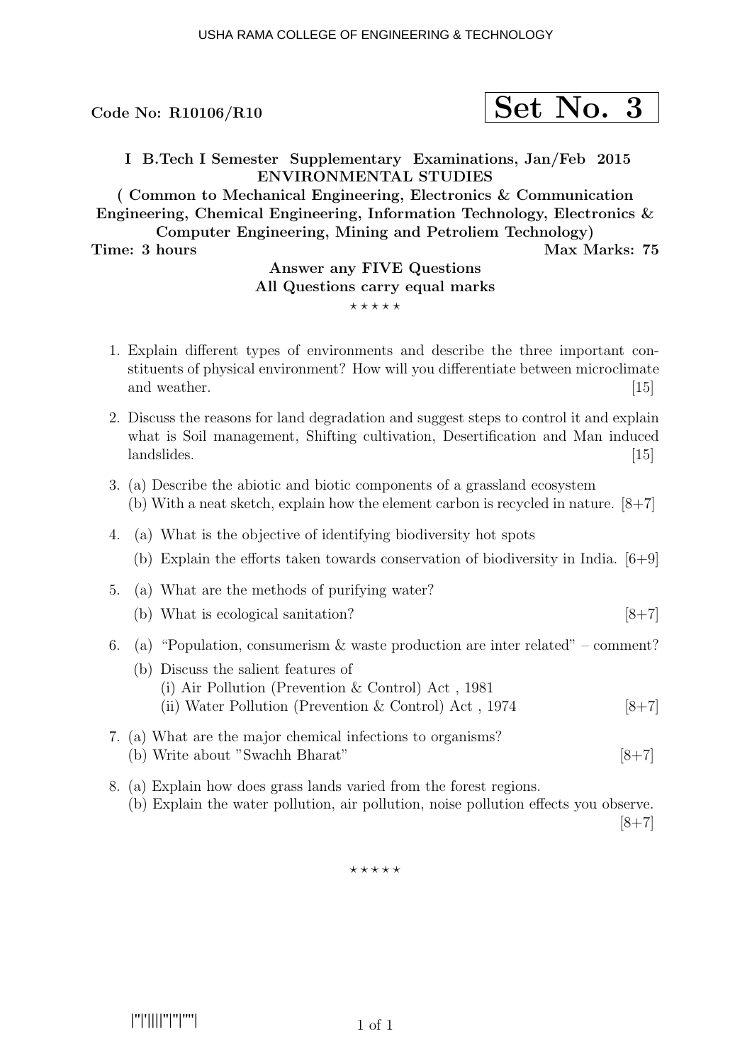Code No: R10106/R10

**Set No. 3**

**I B.Tech I Semester Supplementary Examinations, Jan/Feb 2015**

**ENVIRONMENTAL STUDIES**

**( Common to Mechanical Engineering, Electronics & Communication Engineering, Chemical Engineering, Information Technology, Electronics & Computer Engineering, Mining and Petroliem Technology)**

**Time: 3 hours** **Max Marks: 75**

**Answer any FIVE Questions**
**All Questions carry equal marks**

⋆ ⋆ ⋆ ⋆ ⋆

1. Explain different types of environments and describe the three important constituents of physical environment? How will you differentiate between microclimate and weather. [15]

2. Discuss the reasons for land degradation and suggest steps to control it and explain what is Soil management, Shifting cultivation, Desertification and Man induced landslides. [15]

3. (a) Describe the abiotic and biotic components of a grassland ecosystem
   (b) With a neat sketch, explain how the element carbon is recycled in nature. [8+7]

4. (a) What is the objective of identifying biodiversity hot spots
   (b) Explain the efforts taken towards conservation of biodiversity in India. [6+9]

5. (a) What are the methods of purifying water?
   (b) What is ecological sanitation? [8+7]

6. (a) "Population, consumerism & waste production are inter related" – comment?
   (b) Discuss the salient features of
   (i) Air Pollution (Prevention & Control) Act , 1981
   (ii) Water Pollution (Prevention & Control) Act , 1974 [8+7]

7. (a) What are the major chemical infections to organisms?
   (b) Write about "Swachh Bharat" [8+7]

8. (a) Explain how does grass lands varied from the forest regions.
   (b) Explain the water pollution, air pollution, noise pollution effects you observe. [8+7]

⋆ ⋆ ⋆ ⋆ ⋆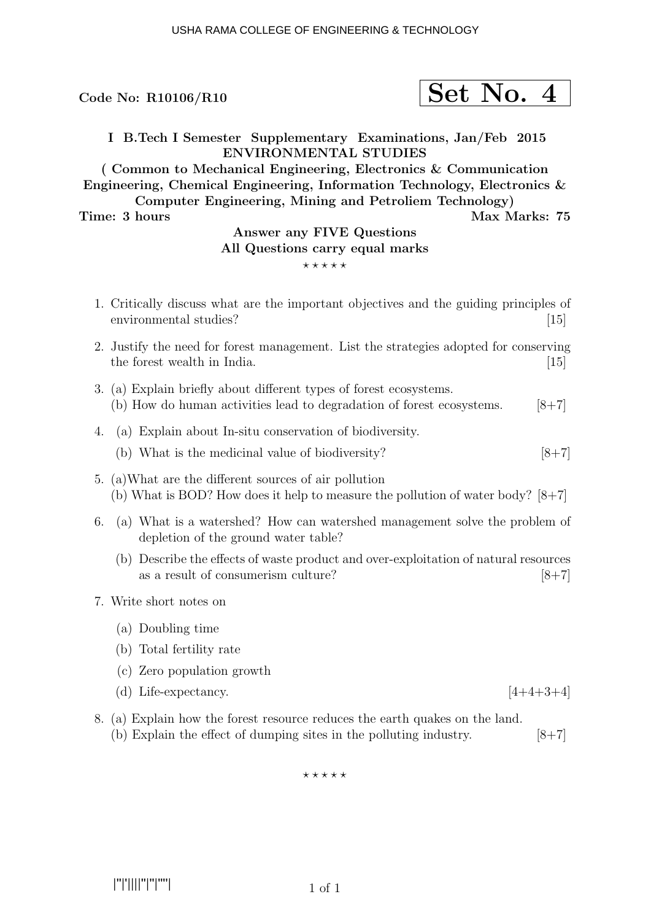Code No: R10106/R10

**Set No. 4**

**I B.Tech I Semester Supplementary Examinations, Jan/Feb 2015**
**ENVIRONMENTAL STUDIES**
**( Common to Mechanical Engineering, Electronics & Communication Engineering, Chemical Engineering, Information Technology, Electronics & Computer Engineering, Mining and Petroliem Technology)**

**Time: 3 hours** **Max Marks: 75**

**Answer any FIVE Questions**
**All Questions carry equal marks**

⋆ ⋆ ⋆ ⋆ ⋆

1. Critically discuss what are the important objectives and the guiding principles of environmental studies? [15]

2. Justify the need for forest management. List the strategies adopted for conserving the forest wealth in India. [15]

3. (a) Explain briefly about different types of forest ecosystems.
   (b) How do human activities lead to degradation of forest ecosystems. [8+7]

4. (a) Explain about In-situ conservation of biodiversity.
   (b) What is the medicinal value of biodiversity? [8+7]

5. (a)What are the different sources of air pollution
   (b) What is BOD? How does it help to measure the pollution of water body? [8+7]

6. (a) What is a watershed? How can watershed management solve the problem of depletion of the ground water table?
   (b) Describe the effects of waste product and over-exploitation of natural resources as a result of consumerism culture? [8+7]

7. Write short notes on
   (a) Doubling time
   (b) Total fertility rate
   (c) Zero population growth
   (d) Life-expectancy. [4+4+3+4]

8. (a) Explain how the forest resource reduces the earth quakes on the land.
   (b) Explain the effect of dumping sites in the polluting industry. [8+7]

⋆ ⋆ ⋆ ⋆ ⋆